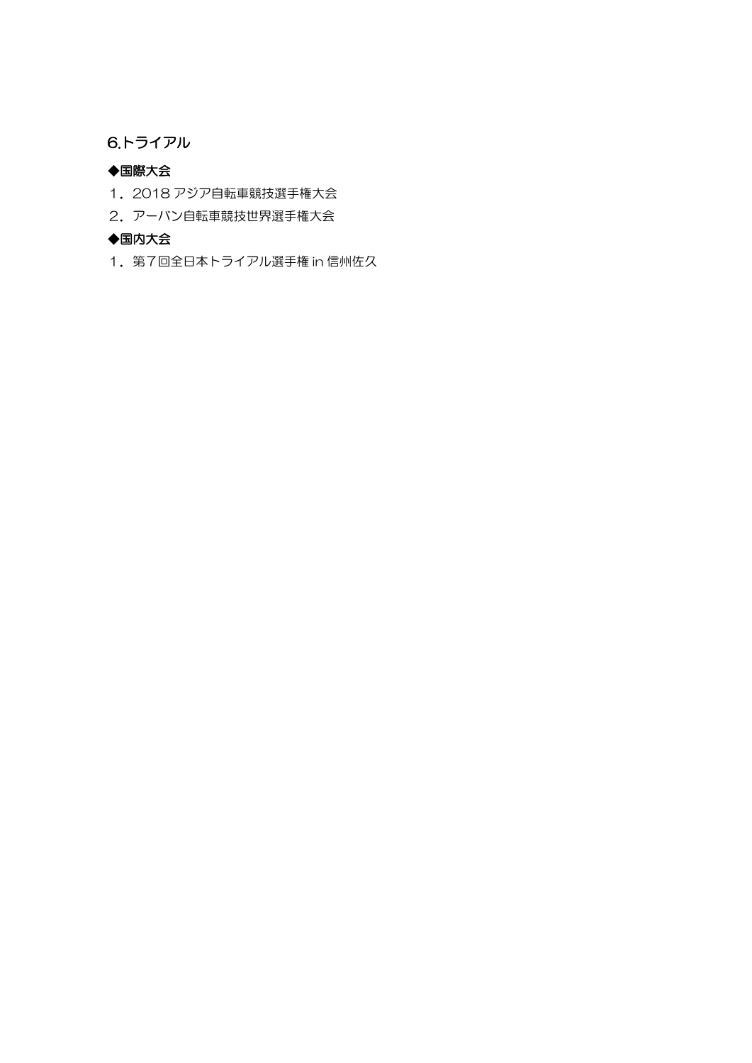## 6.トライアル

**◆国際大会**

１．2018 アジア自転車競技選手権大会

２．アーバン自転車競技世界選手権大会

**◆国内大会**

１．第７回全日本トライアル選手権 in 信州佐久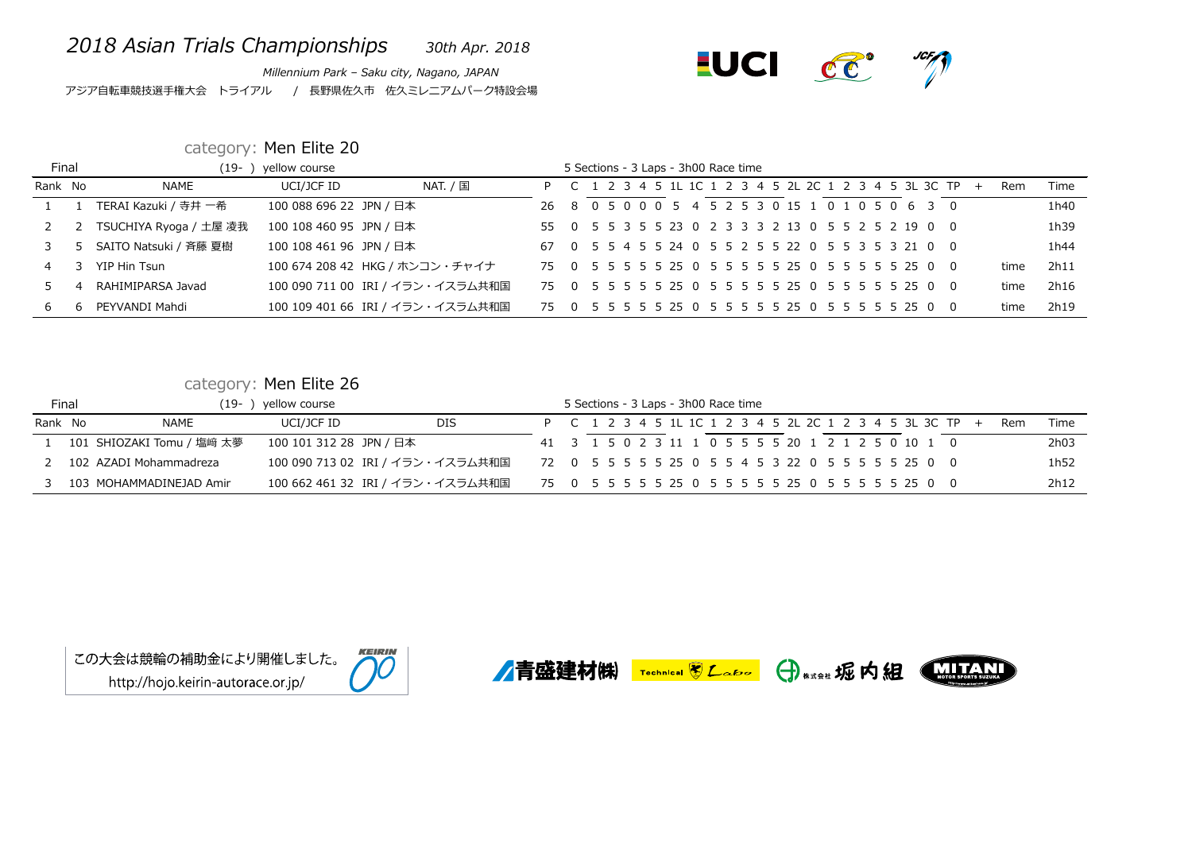# *2018 Asian Trials Championships* *30th Apr. 2018*

*Millennium Park – Saku city, Nagano, JAPAN*

アジア自転車競技選手権大会　トライアル　/ 長野県佐久市　佐久ミレニアムパーク特設会場

## category: Men Elite 20

Final (19- ) yellow course — 5 Sections - 3 Laps - 3h00 Race time

| Rank | No | NAME | UCI/JCF ID | NAT. / 国 | P | C | 1 | 2 | 3 | 4 | 5 | 1L | 1C | 1 | 2 | 3 | 4 | 5 | 2L | 2C | 1 | 2 | 3 | 4 | 5 | 3L | 3C | TP | + | Rem | Time |
|---|---|---|---|---|---|---|---|---|---|---|---|---|---|---|---|---|---|---|---|---|---|---|---|---|---|---|---|---|---|---|---|
| 1 | 1 | TERAI Kazuki / 寺井 一希 | 100 088 696 22 | JPN / 日本 | 26 | 8 | 0 | 5 | 0 | 0 | 0 | 5 | 4 | 5 | 2 | 5 | 3 | 0 | 15 | 1 | 0 | 1 | 0 | 5 | 0 | 6 | 3 | 0 | | | 1h40 |
| 2 | 2 | TSUCHIYA Ryoga / 土屋 凌我 | 100 108 460 95 | JPN / 日本 | 55 | 0 | 5 | 5 | 3 | 5 | 5 | 23 | 0 | 2 | 3 | 3 | 3 | 2 | 13 | 0 | 5 | 5 | 2 | 5 | 2 | 19 | 0 | 0 | | | 1h39 |
| 3 | 5 | SAITO Natsuki / 斉藤 夏樹 | 100 108 461 96 | JPN / 日本 | 67 | 0 | 5 | 5 | 4 | 5 | 5 | 24 | 0 | 5 | 5 | 2 | 5 | 5 | 22 | 0 | 5 | 5 | 3 | 5 | 3 | 21 | 0 | 0 | | | 1h44 |
| 4 | 3 | YIP Hin Tsun | 100 674 208 42 | HKG / ホンコン・チャイナ | 75 | 0 | 5 | 5 | 5 | 5 | 5 | 25 | 0 | 5 | 5 | 5 | 5 | 5 | 25 | 0 | 5 | 5 | 5 | 5 | 5 | 25 | 0 | 0 | | time | 2h11 |
| 5 | 4 | RAHIMIPARSA Javad | 100 090 711 00 | IRI / イラン・イスラム共和国 | 75 | 0 | 5 | 5 | 5 | 5 | 5 | 25 | 0 | 5 | 5 | 5 | 5 | 5 | 25 | 0 | 5 | 5 | 5 | 5 | 5 | 25 | 0 | 0 | | time | 2h16 |
| 6 | 6 | PEYVANDI Mahdi | 100 109 401 66 | IRI / イラン・イスラム共和国 | 75 | 0 | 5 | 5 | 5 | 5 | 5 | 25 | 0 | 5 | 5 | 5 | 5 | 5 | 25 | 0 | 5 | 5 | 5 | 5 | 5 | 25 | 0 | 0 | | time | 2h19 |

## category: Men Elite 26

Final (19- ) yellow course — 5 Sections - 3 Laps - 3h00 Race time

| Rank | No | NAME | UCI/JCF ID | DIS | P | C | 1 | 2 | 3 | 4 | 5 | 1L | 1C | 1 | 2 | 3 | 4 | 5 | 2L | 2C | 1 | 2 | 3 | 4 | 5 | 3L | 3C | TP | + | Rem | Time |
|---|---|---|---|---|---|---|---|---|---|---|---|---|---|---|---|---|---|---|---|---|---|---|---|---|---|---|---|---|---|---|---|
| 1 | 101 | SHIOZAKI Tomu / 塩崎 太夢 | 100 101 312 28 | JPN / 日本 | 41 | 3 | 1 | 5 | 0 | 2 | 3 | 11 | 1 | 0 | 5 | 5 | 5 | 5 | 20 | 1 | 2 | 1 | 2 | 5 | 0 | 10 | 1 | 0 | | | 2h03 |
| 2 | 102 | AZADI Mohammadreza | 100 090 713 02 | IRI / イラン・イスラム共和国 | 72 | 0 | 5 | 5 | 5 | 5 | 5 | 25 | 0 | 5 | 5 | 4 | 5 | 3 | 22 | 0 | 5 | 5 | 5 | 5 | 5 | 25 | 0 | 0 | | | 1h52 |
| 3 | 103 | MOHAMMADINEJAD Amir | 100 662 461 32 | IRI / イラン・イスラム共和国 | 75 | 0 | 5 | 5 | 5 | 5 | 5 | 25 | 0 | 5 | 5 | 5 | 5 | 5 | 25 | 0 | 5 | 5 | 5 | 5 | 5 | 25 | 0 | 0 | | | 2h12 |

この大会は競輪の補助金により開催しました。
http://hojo.keirin-autorace.or.jp/

青盛建材(株)　Technical Labo　株式会社 堀内組　MITANI MOTOR SPORTS SUZUKA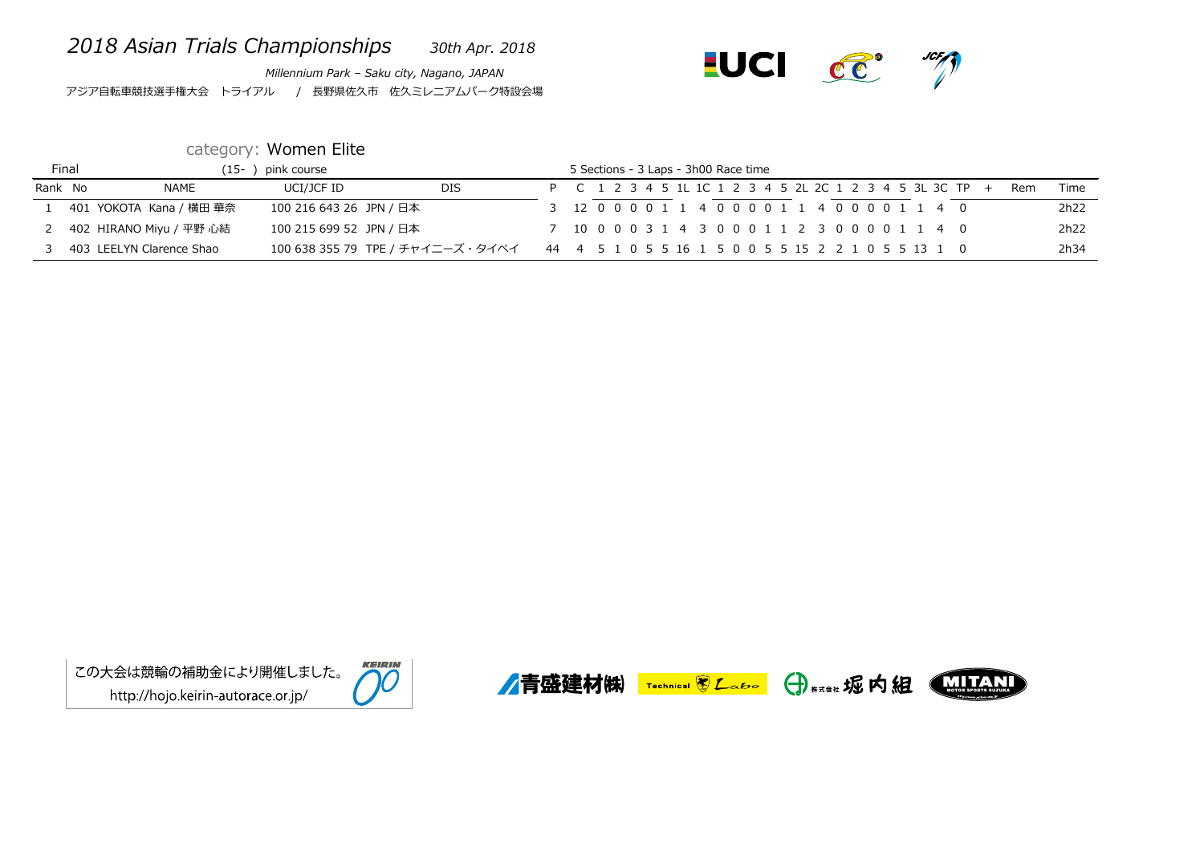# *2018 Asian Trials Championships* *30th Apr. 2018*

*Millennium Park – Saku city, Nagano, JAPAN*

アジア自転車競技選手権大会　トライアル　／ 長野県佐久市　佐久ミレニアムパーク特設会場

category: Women Elite

Final (15- ) pink course

5 Sections - 3 Laps - 3h00 Race time

| Rank | No | NAME | UCI/JCF ID | DIS | P | C | 1 | 2 | 3 | 4 | 5 | 1L | 1C | 1 | 2 | 3 | 4 | 5 | 2L | 2C | 1 | 2 | 3 | 4 | 5 | 3L | 3C | TP | + | Rem | Time |
|---|---|---|---|---|---|---|---|---|---|---|---|---|---|---|---|---|---|---|---|---|---|---|---|---|---|---|---|---|---|---|---|
| 1 | 401 | YOKOTA Kana / 横田 華奈 | 100 216 643 26 | JPN / 日本 | 3 | 12 | 0 | 0 | 0 | 0 | 1 | 1 | 4 | 0 | 0 | 0 | 0 | 1 | 1 | 4 | 0 | 0 | 0 | 0 | 1 | 1 | 4 | 0 | | | 2h22 |
| 2 | 402 | HIRANO Miyu / 平野 心結 | 100 215 699 52 | JPN / 日本 | 7 | 10 | 0 | 0 | 0 | 3 | 1 | 4 | 3 | 0 | 0 | 0 | 1 | 1 | 2 | 3 | 0 | 0 | 0 | 0 | 1 | 1 | 4 | 0 | | | 2h22 |
| 3 | 403 | LEELYN Clarence Shao | 100 638 355 79 | TPE / チャイニーズ・タイペイ | 44 | 4 | 5 | 1 | 0 | 5 | 5 | 16 | 1 | 5 | 0 | 0 | 5 | 5 | 15 | 2 | 2 | 1 | 0 | 5 | 5 | 13 | 1 | 0 | | | 2h34 |

この大会は競輪の補助金により開催しました。
http://hojo.keirin-autorace.or.jp/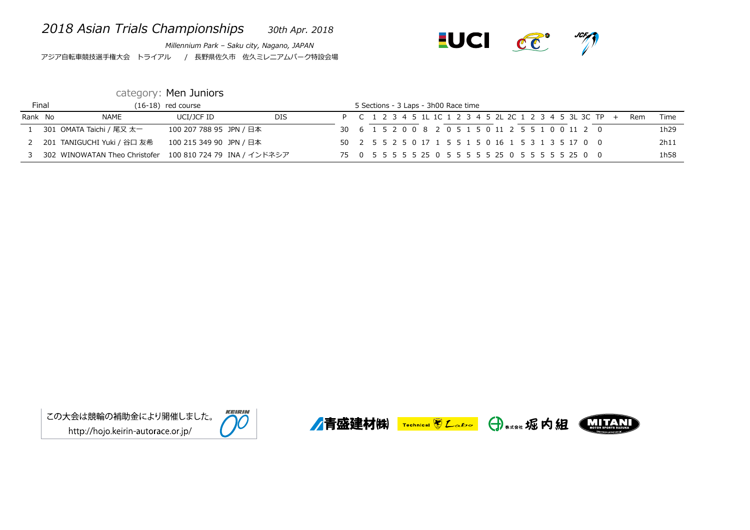# *2018 Asian Trials Championships* *30th Apr. 2018*

*Millennium Park – Saku city, Nagano, JAPAN*

アジア自転車競技選手権大会　トライアル　／　長野県佐久市　佐久ミレニアムパーク特設会場

category: **Men Juniors**

Final　(16-18)　red course　　5 Sections - 3 Laps - 3h00 Race time

| Rank | No | NAME | UCI/JCF ID | DIS | P | C | 1 | 2 | 3 | 4 | 5 | 1L | 1C | 1 | 2 | 3 | 4 | 5 | 2L | 2C | 1 | 2 | 3 | 4 | 5 | 3L | 3C | TP | + | Rem | Time |
|---|---|---|---|---|---|---|---|---|---|---|---|---|---|---|---|---|---|---|---|---|---|---|---|---|---|---|---|---|---|---|---|
| 1 | 301 | OMATA Taichi / 尾又 太一 | 100 207 788 95 JPN / 日本 | | 30 | 6 | 1 | 5 | 2 | 0 | 0 | 8 | 2 | 0 | 5 | 1 | 5 | 0 | 11 | 2 | 5 | 5 | 1 | 0 | 0 | 11 | 2 | 0 | | | 1h29 |
| 2 | 201 | TANIGUCHI Yuki / 谷口 友希 | 100 215 349 90 JPN / 日本 | | 50 | 2 | 5 | 5 | 2 | 5 | 0 | 17 | 1 | 5 | 5 | 1 | 5 | 0 | 16 | 1 | 5 | 3 | 1 | 3 | 5 | 17 | 0 | 0 | | | 2h11 |
| 3 | 302 | WINOWATAN Theo Christofer | 100 810 724 79 INA / インドネシア | | 75 | 0 | 5 | 5 | 5 | 5 | 5 | 25 | 0 | 5 | 5 | 5 | 5 | 5 | 25 | 0 | 5 | 5 | 5 | 5 | 5 | 25 | 0 | 0 | | | 1h58 |

この大会は競輪の補助金により開催しました。
http://hojo.keirin-autorace.or.jp/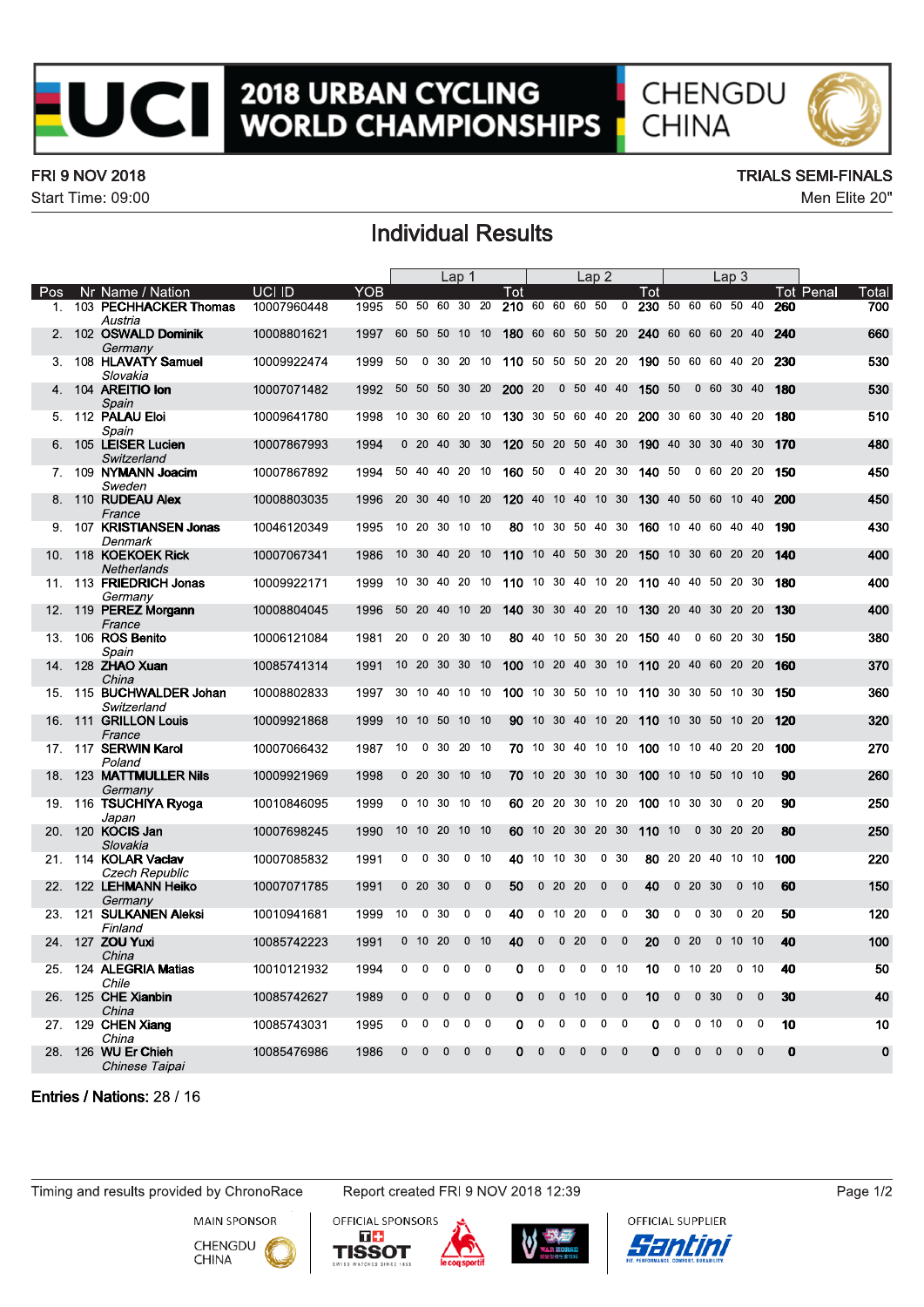# 2018 URBAN CYCLING WORLD CHAMPIONSHIPS

CHENGDU CHINA

FRI 9 NOV 2018 | TRIALS SEMI-FINALS
Start Time: 09:00 | Men Elite 20"

## Individual Results

| Pos | Nr | Name / Nation | UCI ID | YOB | Lap 1 | | | | | | Lap 2 | | | | | | Lap 3 | | | | | | Penal | Total |
|---|---|---|---|---|---|---|---|---|---|---|---|---|---|---|---|---|---|---|---|---|---|---|---|---|
| | | | | | | | | | | Tot | | | | | | Tot | | | | | | Tot | | |
| 1. | 103 | **PECHHACKER Thomas** *Austria* | 10007960448 | 1995 | 50 | 50 | 60 | 30 | 20 | **210** | 60 | 60 | 60 | 50 | 0 | **230** | 50 | 60 | 60 | 50 | 40 | **260** | | 700 |
| 2. | 102 | **OSWALD Dominik** *Germany* | 10008801621 | 1997 | 60 | 50 | 50 | 10 | 10 | **180** | 60 | 60 | 50 | 50 | 20 | **240** | 60 | 60 | 60 | 20 | 40 | **240** | | 660 |
| 3. | 108 | **HLAVATY Samuel** *Slovakia* | 10009922474 | 1999 | 50 | 0 | 30 | 20 | 10 | **110** | 50 | 50 | 50 | 20 | 20 | **190** | 50 | 60 | 60 | 40 | 20 | **230** | | 530 |
| 4. | 104 | **AREITIO Ion** *Spain* | 10007071482 | 1992 | 50 | 50 | 50 | 30 | 20 | **200** | 20 | 0 | 50 | 40 | 40 | **150** | 50 | 0 | 60 | 30 | 40 | **180** | | 530 |
| 5. | 112 | **PALAU Eloi** *Spain* | 10009641780 | 1998 | 10 | 30 | 60 | 20 | 10 | **130** | 30 | 50 | 60 | 40 | 20 | **200** | 30 | 60 | 30 | 40 | 20 | **180** | | 510 |
| 6. | 105 | **LEISER Lucien** *Switzerland* | 10007867993 | 1994 | 0 | 20 | 40 | 30 | 30 | **120** | 50 | 20 | 50 | 40 | 30 | **190** | 40 | 30 | 30 | 40 | 30 | **170** | | 480 |
| 7. | 109 | **NYMANN Joacim** *Sweden* | 10007867892 | 1994 | 50 | 40 | 40 | 20 | 10 | **160** | 50 | 0 | 40 | 20 | 30 | **140** | 50 | 0 | 60 | 20 | 20 | **150** | | 450 |
| 8. | 110 | **RUDEAU Alex** *France* | 10008803035 | 1996 | 20 | 30 | 40 | 10 | 20 | **120** | 40 | 10 | 40 | 10 | 30 | **130** | 40 | 50 | 60 | 10 | 40 | **200** | | 450 |
| 9. | 107 | **KRISTIANSEN Jonas** *Denmark* | 10046120349 | 1995 | 10 | 20 | 30 | 10 | 10 | **80** | 10 | 30 | 50 | 40 | 30 | **160** | 10 | 40 | 60 | 40 | 40 | **190** | | 430 |
| 10. | 118 | **KOEKOEK Rick** *Netherlands* | 10007067341 | 1986 | 10 | 30 | 40 | 20 | 10 | **110** | 10 | 40 | 50 | 30 | 20 | **150** | 10 | 30 | 60 | 20 | 20 | **140** | | 400 |
| 11. | 113 | **FRIEDRICH Jonas** *Germany* | 10009922171 | 1999 | 10 | 30 | 40 | 20 | 10 | **110** | 10 | 30 | 40 | 10 | 20 | **110** | 40 | 40 | 50 | 20 | 30 | **180** | | 400 |
| 12. | 119 | **PEREZ Morgann** *France* | 10008804045 | 1996 | 50 | 20 | 40 | 10 | 20 | **140** | 30 | 30 | 40 | 20 | 10 | **130** | 20 | 40 | 30 | 20 | 20 | **130** | | 400 |
| 13. | 106 | **ROS Benito** *Spain* | 10006121084 | 1981 | 20 | 0 | 20 | 30 | 10 | **80** | 40 | 10 | 50 | 30 | 20 | **150** | 40 | 0 | 60 | 20 | 30 | **150** | | 380 |
| 14. | 128 | **ZHAO Xuan** *China* | 10085741314 | 1991 | 10 | 20 | 30 | 30 | 10 | **100** | 10 | 20 | 40 | 30 | 10 | **110** | 20 | 40 | 60 | 20 | 20 | **160** | | 370 |
| 15. | 115 | **BUCHWALDER Johan** *Switzerland* | 10008802833 | 1997 | 30 | 10 | 40 | 10 | 10 | **100** | 10 | 30 | 50 | 10 | 10 | **110** | 30 | 30 | 50 | 10 | 30 | **150** | | 360 |
| 16. | 111 | **GRILLON Louis** *France* | 10009921868 | 1999 | 10 | 10 | 50 | 10 | 10 | **90** | 10 | 30 | 40 | 10 | 20 | **110** | 10 | 30 | 50 | 10 | 20 | **120** | | 320 |
| 17. | 117 | **SERWIN Karol** *Poland* | 10007066432 | 1987 | 10 | 0 | 30 | 20 | 10 | **70** | 10 | 30 | 40 | 10 | 10 | **100** | 10 | 10 | 40 | 20 | 20 | **100** | | 270 |
| 18. | 123 | **MATTMULLER Nils** *Germany* | 10009921969 | 1998 | 0 | 20 | 30 | 10 | 10 | **70** | 10 | 20 | 30 | 10 | 30 | **100** | 10 | 10 | 50 | 10 | 10 | **90** | | 260 |
| 19. | 116 | **TSUCHIYA Ryoga** *Japan* | 10010846095 | 1999 | 0 | 10 | 30 | 10 | 10 | **60** | 20 | 20 | 30 | 10 | 20 | **100** | 10 | 30 | 30 | 0 | 20 | **90** | | 250 |
| 20. | 120 | **KOCIS Jan** *Slovakia* | 10007698245 | 1990 | 10 | 10 | 20 | 10 | 10 | **60** | 10 | 20 | 30 | 20 | 30 | **110** | 10 | 0 | 30 | 20 | 20 | **80** | | 250 |
| 21. | 114 | **KOLAR Vaclav** *Czech Republic* | 10007085832 | 1991 | 0 | 0 | 30 | 0 | 10 | **40** | 10 | 10 | 30 | 0 | 30 | **80** | 20 | 20 | 40 | 10 | 10 | **100** | | 220 |
| 22. | 122 | **LEHMANN Heiko** *Germany* | 10007071785 | 1991 | 0 | 20 | 30 | 0 | 0 | **50** | 0 | 20 | 20 | 0 | 0 | **40** | 0 | 20 | 30 | 0 | 10 | **60** | | 150 |
| 23. | 121 | **SULKANEN Aleksi** *Finland* | 10010941681 | 1999 | 10 | 0 | 30 | 0 | 0 | **40** | 0 | 10 | 20 | 0 | 0 | **30** | 0 | 0 | 30 | 0 | 20 | **50** | | 120 |
| 24. | 127 | **ZOU Yuxi** *China* | 10085742223 | 1991 | 0 | 10 | 20 | 0 | 10 | **40** | 0 | 0 | 20 | 0 | 0 | **20** | 0 | 20 | 0 | 10 | 10 | **40** | | 100 |
| 25. | 124 | **ALEGRIA Matias** *Chile* | 10010121932 | 1994 | 0 | 0 | 0 | 0 | 0 | **0** | 0 | 0 | 0 | 0 | 10 | **10** | 0 | 10 | 20 | 0 | 10 | **40** | | 50 |
| 26. | 125 | **CHE Xianbin** *China* | 10085742627 | 1989 | 0 | 0 | 0 | 0 | 0 | **0** | 0 | 0 | 10 | 0 | 0 | **10** | 0 | 0 | 30 | 0 | 0 | **30** | | 40 |
| 27. | 129 | **CHEN Xiang** *China* | 10085743031 | 1995 | 0 | 0 | 0 | 0 | 0 | **0** | 0 | 0 | 0 | 0 | 0 | **0** | 0 | 0 | 10 | 0 | 0 | **10** | | 10 |
| 28. | 126 | **WU Er Chieh** *Chinese Taipai* | 10085476986 | 1986 | 0 | 0 | 0 | 0 | 0 | **0** | 0 | 0 | 0 | 0 | 0 | **0** | 0 | 0 | 0 | 0 | 0 | **0** | | 0 |

**Entries / Nations:** 28 / 16

Timing and results provided by ChronoRace | Report created FRI 9 NOV 2018 12:39

MAIN SPONSOR: CHENGDU CHINA | OFFICIAL SPONSORS: TISSOT, le coq sportif, WAR HORSE | OFFICIAL SUPPLIER: Santini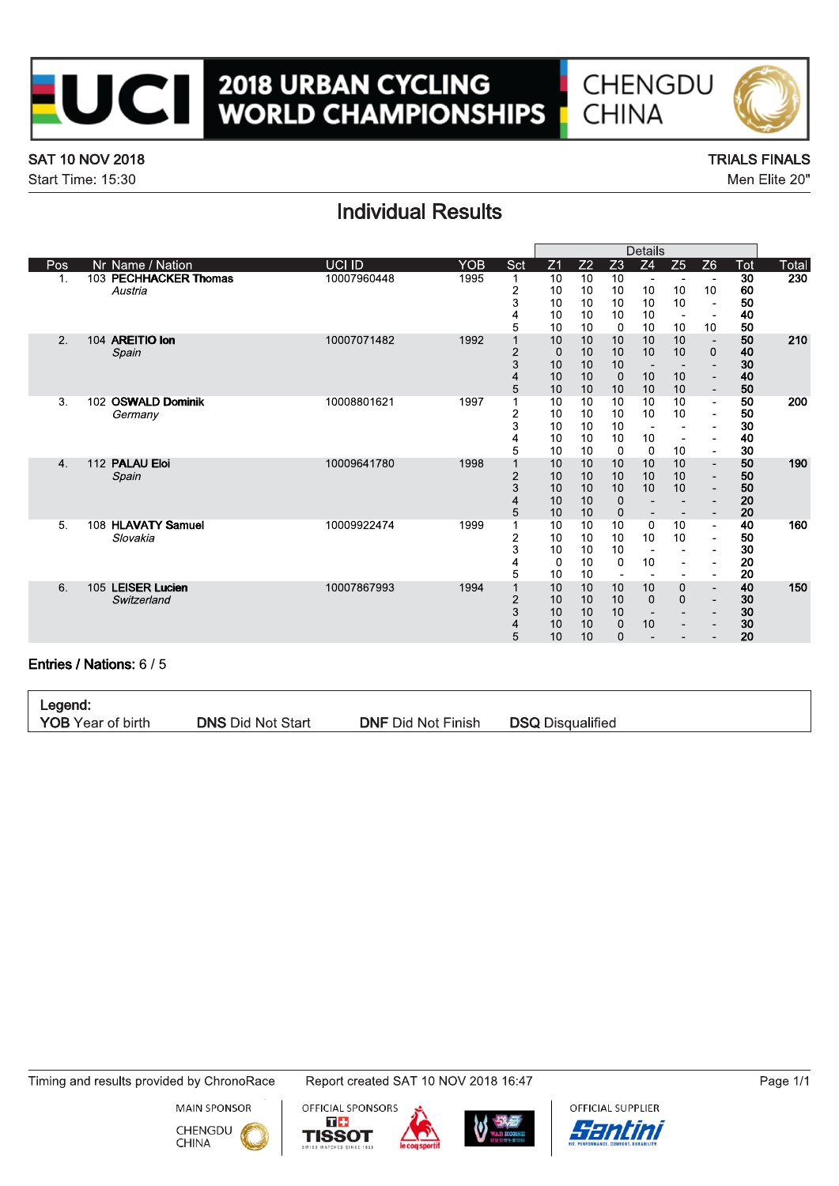# 2018 URBAN CYCLING WORLD CHAMPIONSHIPS

CHENGDU CHINA

**SAT 10 NOV 2018**
Start Time: 15:30

**TRIALS FINALS**
Men Elite 20"

## Individual Results

| Pos | Nr | Name / Nation | UCI ID | YOB | Sct | Z1 | Z2 | Z3 | Z4 | Z5 | Z6 | Tot | Total |
|---|---|---|---|---|---|---|---|---|---|---|---|---|---|
| | | | | | | Details | | | | | | | |
| 1. | 103 | **PECHHACKER Thomas** | 10007960448 | 1995 | 1 | 10 | 10 | 10 | - | - | - | **30** | **230** |
| | | *Austria* | | | 2 | 10 | 10 | 10 | 10 | 10 | 10 | **60** | |
| | | | | | 3 | 10 | 10 | 10 | 10 | 10 | - | **50** | |
| | | | | | 4 | 10 | 10 | 10 | 10 | - | - | **40** | |
| | | | | | 5 | 10 | 10 | 0 | 10 | 10 | 10 | **50** | |
| 2. | 104 | **AREITIO Ion** | 10007071482 | 1992 | 1 | 10 | 10 | 10 | 10 | 10 | - | **50** | **210** |
| | | *Spain* | | | 2 | 0 | 10 | 10 | 10 | 10 | 0 | **40** | |
| | | | | | 3 | 10 | 10 | 10 | - | - | - | **30** | |
| | | | | | 4 | 10 | 10 | 0 | 10 | 10 | - | **40** | |
| | | | | | 5 | 10 | 10 | 10 | 10 | 10 | - | **50** | |
| 3. | 102 | **OSWALD Dominik** | 10008801621 | 1997 | 1 | 10 | 10 | 10 | 10 | 10 | - | **50** | **200** |
| | | *Germany* | | | 2 | 10 | 10 | 10 | 10 | 10 | - | **50** | |
| | | | | | 3 | 10 | 10 | 10 | - | - | - | **30** | |
| | | | | | 4 | 10 | 10 | 10 | 10 | - | - | **40** | |
| | | | | | 5 | 10 | 10 | 0 | 0 | 10 | - | **30** | |
| 4. | 112 | **PALAU Eloi** | 10009641780 | 1998 | 1 | 10 | 10 | 10 | 10 | 10 | - | **50** | **190** |
| | | *Spain* | | | 2 | 10 | 10 | 10 | 10 | 10 | - | **50** | |
| | | | | | 3 | 10 | 10 | 10 | 10 | 10 | - | **50** | |
| | | | | | 4 | 10 | 10 | 0 | - | - | - | **20** | |
| | | | | | 5 | 10 | 10 | 0 | - | - | - | **20** | |
| 5. | 108 | **HLAVATY Samuel** | 10009922474 | 1999 | 1 | 10 | 10 | 10 | 0 | 10 | - | **40** | **160** |
| | | *Slovakia* | | | 2 | 10 | 10 | 10 | 10 | 10 | - | **50** | |
| | | | | | 3 | 10 | 10 | 10 | - | - | - | **30** | |
| | | | | | 4 | 0 | 10 | 0 | 10 | - | - | **20** | |
| | | | | | 5 | 10 | 10 | - | - | - | - | **20** | |
| 6. | 105 | **LEISER Lucien** | 10007867993 | 1994 | 1 | 10 | 10 | 10 | 10 | 0 | - | **40** | **150** |
| | | *Switzerland* | | | 2 | 10 | 10 | 10 | 0 | 0 | - | **30** | |
| | | | | | 3 | 10 | 10 | 10 | - | - | - | **30** | |
| | | | | | 4 | 10 | 10 | 0 | 10 | - | - | **30** | |
| | | | | | 5 | 10 | 10 | 0 | - | - | - | **20** | |

**Entries / Nations:** 6 / 5

**Legend:**
**YOB** Year of birth  **DNS** Did Not Start  **DNF** Did Not Finish  **DSQ** Disqualified

Timing and results provided by ChronoRace  Report created SAT 10 NOV 2018 16:47

MAIN SPONSOR CHENGDU CHINA  OFFICIAL SPONSORS TISSOT le coq sportif WAR HORSE  OFFICIAL SUPPLIER Santini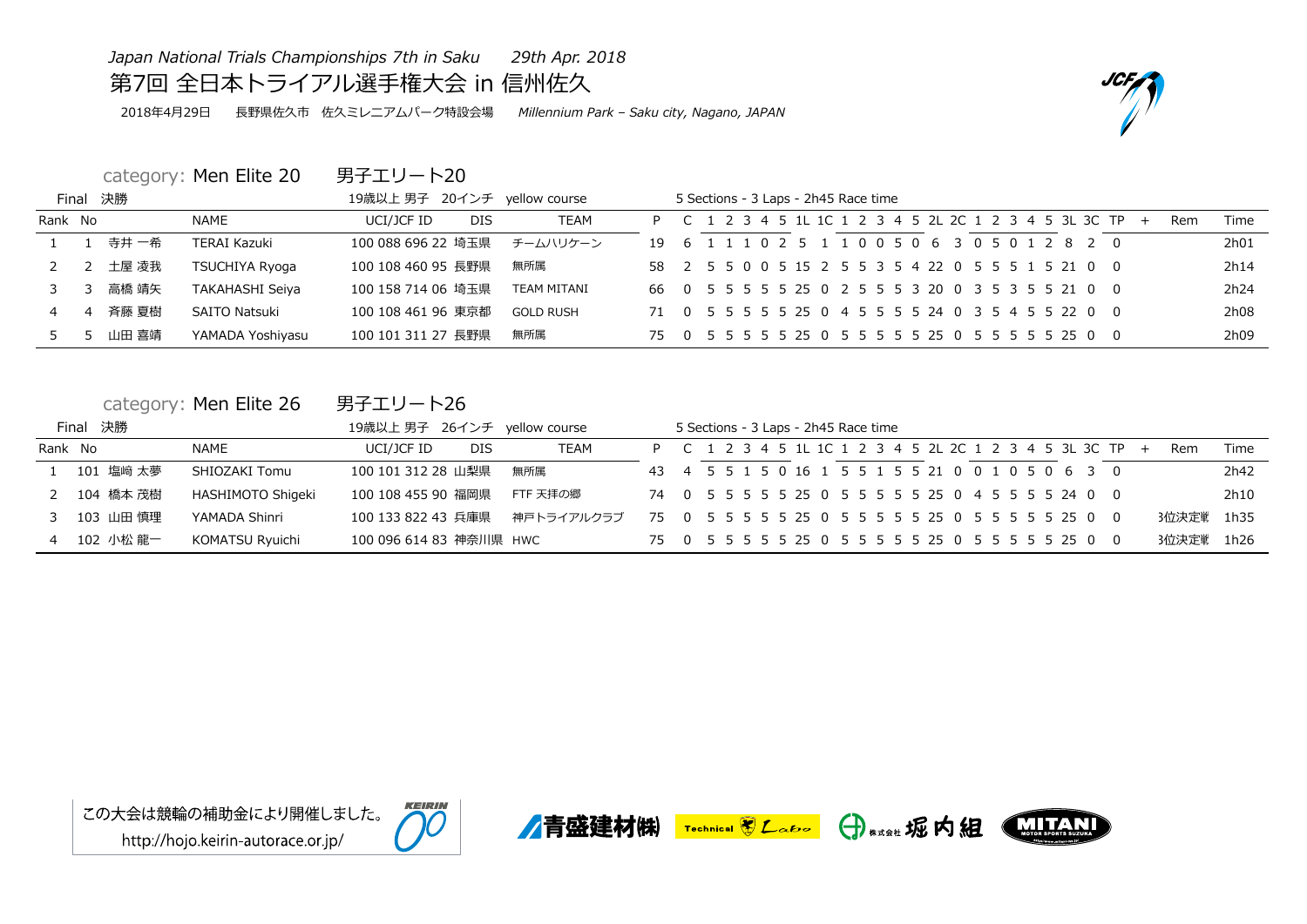*Japan National Trials Championships 7th in Saku*　*29th Apr. 2018*

# 第7回 全日本トライアル選手権大会 in 信州佐久

2018年4月29日　長野県佐久市 佐久ミレニアムパーク特設会場　*Millennium Park – Saku city, Nagano, JAPAN*

## category: Men Elite 20　男子エリート20

Final 決勝　19歳以上 男子 20インチ yellow course　5 Sections - 3 Laps - 2h45 Race time

| Rank | No | | NAME | UCI/JCF ID | DIS | TEAM | P | C | 1 | 2 | 3 | 4 | 5 | 1L | 1C | 1 | 2 | 3 | 4 | 5 | 2L | 2C | 1 | 2 | 3 | 4 | 5 | 3L | 3C | TP | + | Rem | Time |
|---|---|---|---|---|---|---|---|---|---|---|---|---|---|---|---|---|---|---|---|---|---|---|---|---|---|---|---|---|---|---|---|---|---|
| 1 | 1 | 寺井 一希 | TERAI Kazuki | 100 088 696 22 | 埼玉県 | チームハリケーン | 19 | 6 | 1 | 1 | 1 | 0 | 2 | 5 | 1 | 1 | 0 | 0 | 5 | 0 | 6 | 3 | 0 | 5 | 0 | 1 | 2 | 8 | 2 | 0 | | | 2h01 |
| 2 | 2 | 土屋 凌我 | TSUCHIYA Ryoga | 100 108 460 95 | 長野県 | 無所属 | 58 | 2 | 5 | 5 | 0 | 0 | 5 | 15 | 2 | 5 | 5 | 3 | 5 | 4 | 22 | 0 | 5 | 5 | 5 | 1 | 5 | 21 | 0 | 0 | | | 2h14 |
| 3 | 3 | 高橋 靖矢 | TAKAHASHI Seiya | 100 158 714 06 | 埼玉県 | TEAM MITANI | 66 | 0 | 5 | 5 | 5 | 5 | 5 | 25 | 0 | 2 | 5 | 5 | 5 | 3 | 20 | 0 | 3 | 5 | 3 | 5 | 5 | 21 | 0 | 0 | | | 2h24 |
| 4 | 4 | 斉藤 夏樹 | SAITO Natsuki | 100 108 461 96 | 東京都 | GOLD RUSH | 71 | 0 | 5 | 5 | 5 | 5 | 5 | 25 | 0 | 4 | 5 | 5 | 5 | 5 | 24 | 0 | 3 | 5 | 4 | 5 | 5 | 22 | 0 | 0 | | | 2h08 |
| 5 | 5 | 山田 喜靖 | YAMADA Yoshiyasu | 100 101 311 27 | 長野県 | 無所属 | 75 | 0 | 5 | 5 | 5 | 5 | 5 | 25 | 0 | 5 | 5 | 5 | 5 | 5 | 25 | 0 | 5 | 5 | 5 | 5 | 5 | 25 | 0 | 0 | | | 2h09 |

## category: Men Elite 26　男子エリート26

Final 決勝　19歳以上 男子 26インチ yellow course　5 Sections - 3 Laps - 2h45 Race time

| Rank | No | | NAME | UCI/JCF ID | DIS | TEAM | P | C | 1 | 2 | 3 | 4 | 5 | 1L | 1C | 1 | 2 | 3 | 4 | 5 | 2L | 2C | 1 | 2 | 3 | 4 | 5 | 3L | 3C | TP | + | Rem | Time |
|---|---|---|---|---|---|---|---|---|---|---|---|---|---|---|---|---|---|---|---|---|---|---|---|---|---|---|---|---|---|---|---|---|---|
| 1 | 101 | 塩﨑 太夢 | SHIOZAKI Tomu | 100 101 312 28 | 山梨県 | 無所属 | 43 | 4 | 5 | 5 | 1 | 5 | 0 | 16 | 1 | 5 | 5 | 1 | 5 | 5 | 21 | 0 | 0 | 1 | 0 | 5 | 0 | 6 | 3 | 0 | | | 2h42 |
| 2 | 104 | 橋本 茂樹 | HASHIMOTO Shigeki | 100 108 455 90 | 福岡県 | FTF 天拝の郷 | 74 | 0 | 5 | 5 | 5 | 5 | 5 | 25 | 0 | 5 | 5 | 5 | 5 | 5 | 25 | 0 | 4 | 5 | 5 | 5 | 5 | 24 | 0 | 0 | | | 2h10 |
| 3 | 103 | 山田 慎理 | YAMADA Shinri | 100 133 822 43 | 兵庫県 | 神戸トライアルクラブ | 75 | 0 | 5 | 5 | 5 | 5 | 5 | 25 | 0 | 5 | 5 | 5 | 5 | 5 | 25 | 0 | 5 | 5 | 5 | 5 | 5 | 25 | 0 | 0 | | 3位決定戦 | 1h35 |
| 4 | 102 | 小松 龍一 | KOMATSU Ryuichi | 100 096 614 83 | 神奈川県 | HWC | 75 | 0 | 5 | 5 | 5 | 5 | 5 | 25 | 0 | 5 | 5 | 5 | 5 | 5 | 25 | 0 | 5 | 5 | 5 | 5 | 5 | 25 | 0 | 0 | | 3位決定戦 | 1h26 |

この大会は競輪の補助金により開催しました。
http://hojo.keirin-autorace.or.jp/

青盛建材(株)　Technical Labo　株式会社 堀内組　MITANI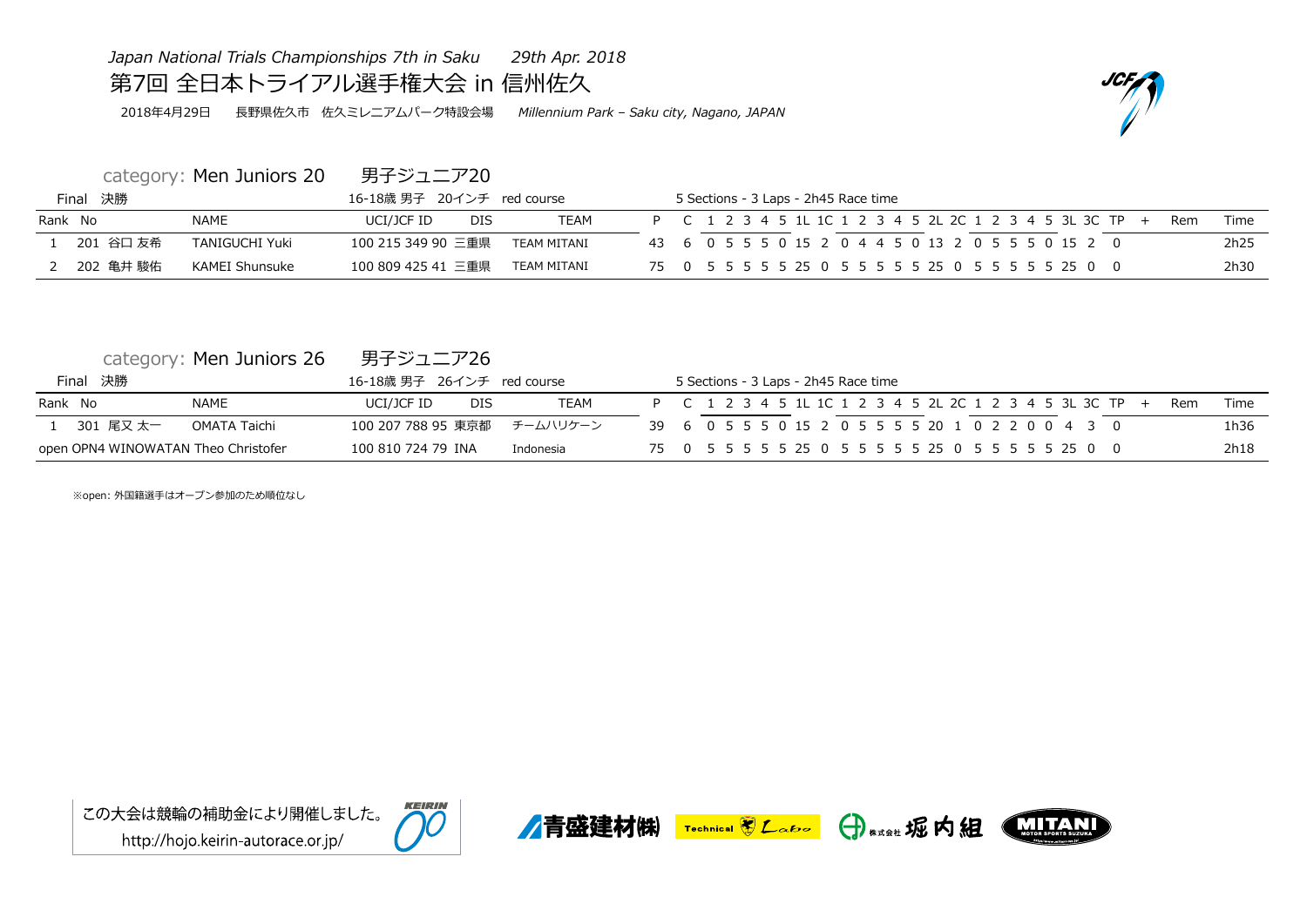*Japan National Trials Championships 7th in Saku　　29th Apr. 2018*

# 第7回 全日本トライアル選手権大会 in 信州佐久

2018年4月29日　長野県佐久市 佐久ミレニアムパーク特設会場　*Millennium Park – Saku city, Nagano, JAPAN*

## category: Men Juniors 20　男子ジュニア20

Final 決勝　16-18歳 男子 20インチ red course　5 Sections - 3 Laps - 2h45 Race time

| Rank | No | | NAME | UCI/JCF ID | DIS | TEAM | P | C | 1 | 2 | 3 | 4 | 5 | 1L | 1C | 1 | 2 | 3 | 4 | 5 | 2L | 2C | 1 | 2 | 3 | 4 | 5 | 3L | 3C | TP | + | Rem | Time |
|---|---|---|---|---|---|---|---|---|---|---|---|---|---|---|---|---|---|---|---|---|---|---|---|---|---|---|---|---|---|---|---|---|---|
| 1 | 201 | 谷口 友希 | TANIGUCHI Yuki | 100 215 349 90 | 三重県 | TEAM MITANI | 43 | 6 | 0 | 5 | 5 | 5 | 0 | 15 | 2 | 0 | 4 | 4 | 5 | 0 | 13 | 2 | 0 | 5 | 5 | 5 | 0 | 15 | 2 | 0 | | | 2h25 |
| 2 | 202 | 亀井 駿佑 | KAMEI Shunsuke | 100 809 425 41 | 三重県 | TEAM MITANI | 75 | 0 | 5 | 5 | 5 | 5 | 5 | 25 | 0 | 5 | 5 | 5 | 5 | 5 | 25 | 0 | 5 | 5 | 5 | 5 | 5 | 25 | 0 | 0 | | | 2h30 |

## category: Men Juniors 26　男子ジュニア26

Final 決勝　16-18歳 男子 26インチ red course　5 Sections - 3 Laps - 2h45 Race time

| Rank | No | | NAME | UCI/JCF ID | DIS | TEAM | P | C | 1 | 2 | 3 | 4 | 5 | 1L | 1C | 1 | 2 | 3 | 4 | 5 | 2L | 2C | 1 | 2 | 3 | 4 | 5 | 3L | 3C | TP | + | Rem | Time |
|---|---|---|---|---|---|---|---|---|---|---|---|---|---|---|---|---|---|---|---|---|---|---|---|---|---|---|---|---|---|---|---|---|---|
| 1 | 301 | 尾又 太一 | OMATA Taichi | 100 207 788 95 | 東京都 | チームハリケーン | 39 | 6 | 0 | 5 | 5 | 5 | 0 | 15 | 2 | 0 | 5 | 5 | 5 | 5 | 20 | 1 | 0 | 2 | 2 | 0 | 0 | 4 | 3 | 0 | | | 1h36 |
| open | OPN4 | | WINOWATAN Theo Christofer | 100 810 724 79 | INA | Indonesia | 75 | 0 | 5 | 5 | 5 | 5 | 5 | 25 | 0 | 5 | 5 | 5 | 5 | 5 | 25 | 0 | 5 | 5 | 5 | 5 | 5 | 25 | 0 | 0 | | | 2h18 |

※open: 外国籍選手はオープン参加のため順位なし

この大会は競輪の補助金により開催しました。
http://hojo.keirin-autorace.or.jp/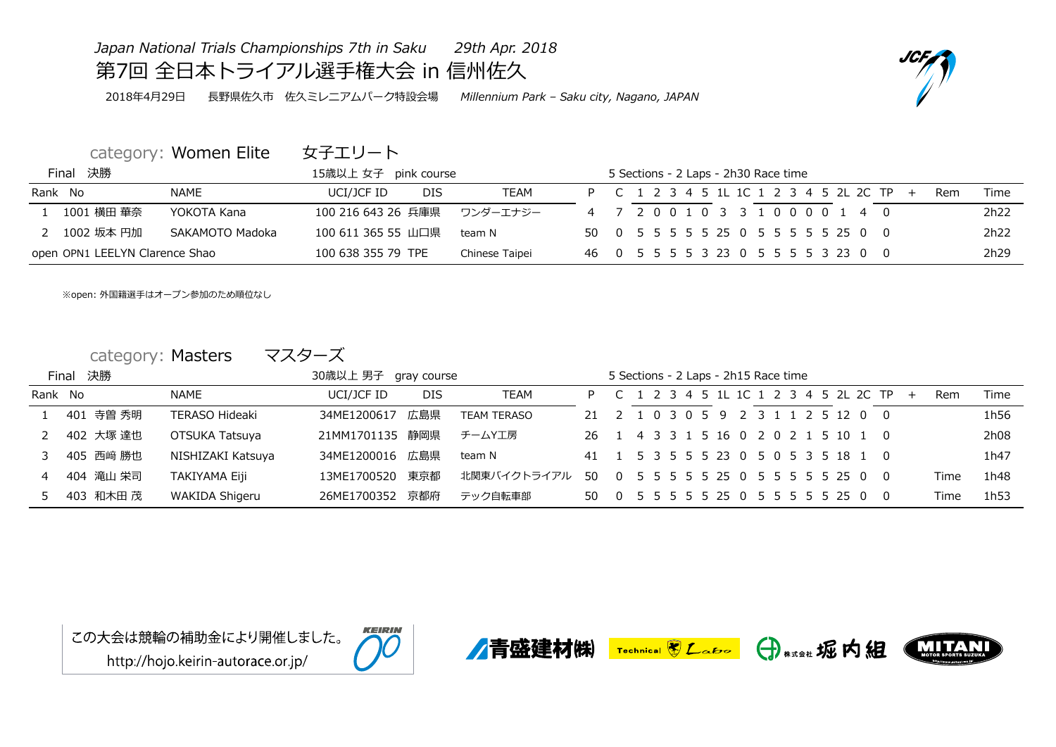*Japan National Trials Championships 7th in Saku*　　*29th Apr. 2018*

# 第7回 全日本トライアル選手権大会 in 信州佐久

2018年4月29日　長野県佐久市　佐久ミレニアムパーク特設会場　*Millennium Park – Saku city, Nagano, JAPAN*

## category: Women Elite　女子エリート

Final 決勝　　15歳以上 女子　pink course　　5 Sections - 2 Laps - 2h30 Race time

| Rank | No | | NAME | UCI/JCF ID | DIS | TEAM | P | C | 1 | 2 | 3 | 4 | 5 | 1L | 1C | 1 | 2 | 3 | 4 | 5 | 2L | 2C | TP | + | Rem | Time |
|---|---|---|---|---|---|---|---|---|---|---|---|---|---|---|---|---|---|---|---|---|---|---|---|---|---|---|
| 1 | 1001 | 横田 華奈 | YOKOTA Kana | 100 216 643 26 | 兵庫県 | ワンダーエナジー | 4 | 7 | 2 | 0 | 0 | 1 | 0 | 3 | 3 | 1 | 0 | 0 | 0 | 0 | 1 | 4 | 0 | | | 2h22 |
| 2 | 1002 | 坂本 円加 | SAKAMOTO Madoka | 100 611 365 55 | 山口県 | team N | 50 | 0 | 5 | 5 | 5 | 5 | 5 | 25 | 0 | 5 | 5 | 5 | 5 | 5 | 25 | 0 | 0 | | | 2h22 |
| open | OPN1 | | LEELYN Clarence Shao | 100 638 355 79 | TPE | Chinese Taipei | 46 | 0 | 5 | 5 | 5 | 5 | 3 | 23 | 0 | 5 | 5 | 5 | 5 | 3 | 23 | 0 | 0 | | | 2h29 |

※open: 外国籍選手はオープン参加のため順位なし

## category: Masters　マスターズ

Final 決勝　　30歳以上 男子　gray course　　5 Sections - 2 Laps - 2h15 Race time

| Rank | No | | NAME | UCI/JCF ID | DIS | TEAM | P | C | 1 | 2 | 3 | 4 | 5 | 1L | 1C | 1 | 2 | 3 | 4 | 5 | 2L | 2C | TP | + | Rem | Time |
|---|---|---|---|---|---|---|---|---|---|---|---|---|---|---|---|---|---|---|---|---|---|---|---|---|---|---|
| 1 | 401 | 寺曽 秀明 | TERASO Hideaki | 34ME1200617 | 広島県 | TEAM TERASO | 21 | 2 | 1 | 0 | 3 | 0 | 5 | 9 | 2 | 3 | 1 | 1 | 2 | 5 | 12 | 0 | 0 | | | 1h56 |
| 2 | 402 | 大塚 達也 | OTSUKA Tatsuya | 21MM1701135 | 静岡県 | チームY工房 | 26 | 1 | 4 | 3 | 3 | 1 | 5 | 16 | 0 | 2 | 0 | 2 | 1 | 5 | 10 | 1 | 0 | | | 2h08 |
| 3 | 405 | 西崎 勝也 | NISHIZAKI Katsuya | 34ME1200016 | 広島県 | team N | 41 | 1 | 5 | 3 | 5 | 5 | 5 | 23 | 0 | 5 | 0 | 5 | 3 | 5 | 18 | 1 | 0 | | | 1h47 |
| 4 | 404 | 滝山 栄司 | TAKIYAMA Eiji | 13ME1700520 | 東京都 | 北関東バイクトライアル | 50 | 0 | 5 | 5 | 5 | 5 | 5 | 25 | 0 | 5 | 5 | 5 | 5 | 5 | 25 | 0 | 0 | | Time | 1h48 |
| 5 | 403 | 和木田 茂 | WAKIDA Shigeru | 26ME1700352 | 京都府 | テック自転車部 | 50 | 0 | 5 | 5 | 5 | 5 | 5 | 25 | 0 | 5 | 5 | 5 | 5 | 5 | 25 | 0 | 0 | | Time | 1h53 |

この大会は競輪の補助金により開催しました。
http://hojo.keirin-autorace.or.jp/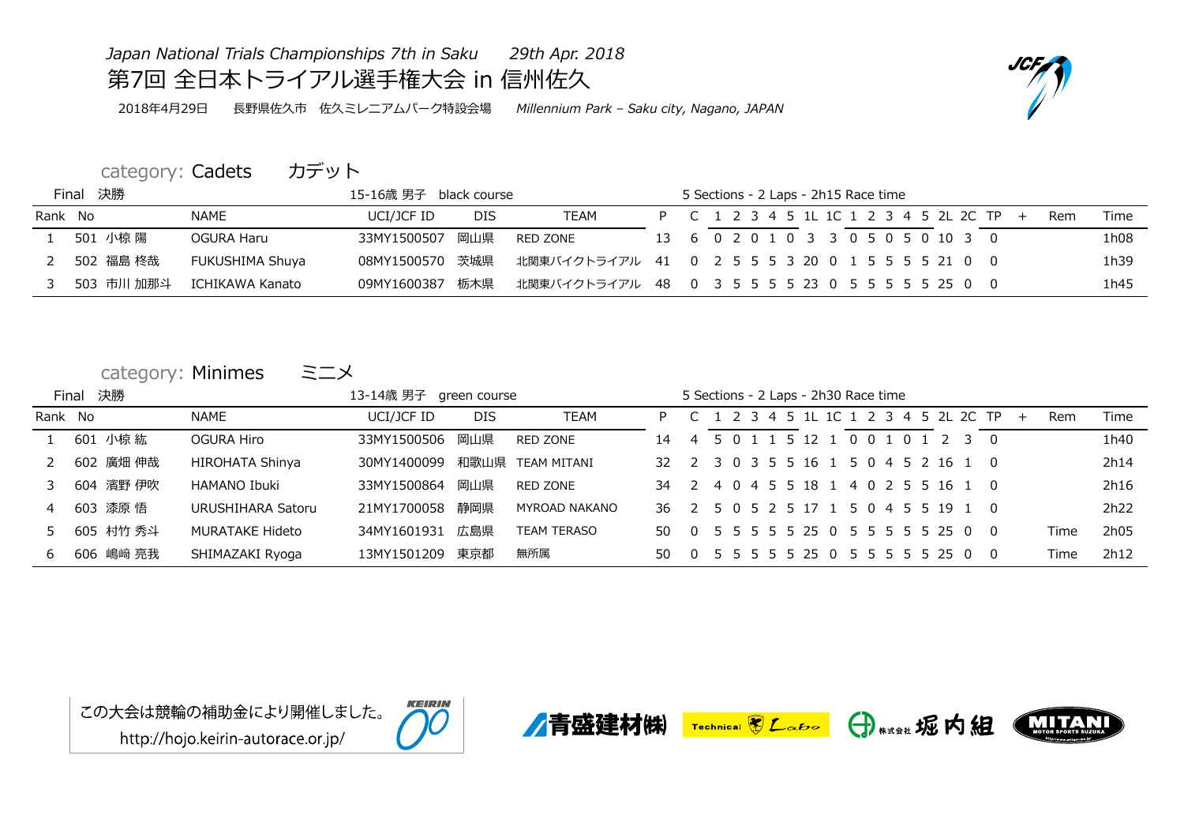*Japan National Trials Championships 7th in Saku　　29th Apr. 2018*

# 第7回 全日本トライアル選手権大会 in 信州佐久

2018年4月29日　長野県佐久市　佐久ミレニアムパーク特設会場　*Millennium Park – Saku city, Nagano, JAPAN*

## category: Cadets　カデット

Final 決勝　　15-16歳 男子　black course　　5 Sections - 2 Laps - 2h15 Race time

| Rank | No | | NAME | UCI/JCF ID | DIS | TEAM | P | C | 1 | 2 | 3 | 4 | 5 | 1L | 1C | 1 | 2 | 3 | 4 | 5 | 2L | 2C | TP | + | Rem | Time |
|---|---|---|---|---|---|---|---|---|---|---|---|---|---|---|---|---|---|---|---|---|---|---|---|---|---|---|
| 1 | 501 | 小椋 陽 | OGURA Haru | 33MY1500507 | 岡山県 | RED ZONE | 13 | 6 | 0 | 2 | 0 | 1 | 0 | 3 | 3 | 0 | 5 | 0 | 5 | 0 | 10 | 3 | 0 | | | 1h08 |
| 2 | 502 | 福島 柊哉 | FUKUSHIMA Shuya | 08MY1500570 | 茨城県 | 北関東バイクトライアル | 41 | 0 | 2 | 5 | 5 | 5 | 3 | 20 | 0 | 1 | 5 | 5 | 5 | 5 | 21 | 0 | 0 | | | 1h39 |
| 3 | 503 | 市川 加那斗 | ICHIKAWA Kanato | 09MY1600387 | 栃木県 | 北関東バイクトライアル | 48 | 0 | 3 | 5 | 5 | 5 | 5 | 23 | 0 | 5 | 5 | 5 | 5 | 5 | 25 | 0 | 0 | | | 1h45 |

## category: Minimes　ミニメ

Final 決勝　　13-14歳 男子　green course　　5 Sections - 2 Laps - 2h30 Race time

| Rank | No | | NAME | UCI/JCF ID | DIS | TEAM | P | C | 1 | 2 | 3 | 4 | 5 | 1L | 1C | 1 | 2 | 3 | 4 | 5 | 2L | 2C | TP | + | Rem | Time |
|---|---|---|---|---|---|---|---|---|---|---|---|---|---|---|---|---|---|---|---|---|---|---|---|---|---|---|
| 1 | 601 | 小椋 紘 | OGURA Hiro | 33MY1500506 | 岡山県 | RED ZONE | 14 | 4 | 5 | 0 | 1 | 1 | 5 | 12 | 1 | 0 | 0 | 1 | 0 | 1 | 2 | 3 | 0 | | | 1h40 |
| 2 | 602 | 廣畑 伸哉 | HIROHATA Shinya | 30MY1400099 | 和歌山県 | TEAM MITANI | 32 | 2 | 3 | 0 | 3 | 5 | 5 | 16 | 1 | 5 | 0 | 4 | 5 | 2 | 16 | 1 | 0 | | | 2h14 |
| 3 | 604 | 濱野 伊吹 | HAMANO Ibuki | 33MY1500864 | 岡山県 | RED ZONE | 34 | 2 | 4 | 0 | 4 | 5 | 5 | 18 | 1 | 4 | 0 | 2 | 5 | 5 | 16 | 1 | 0 | | | 2h16 |
| 4 | 603 | 漆原 悟 | URUSHIHARA Satoru | 21MY1700058 | 静岡県 | MYROAD NAKANO | 36 | 2 | 5 | 0 | 5 | 2 | 5 | 17 | 1 | 5 | 0 | 4 | 5 | 5 | 19 | 1 | 0 | | | 2h22 |
| 5 | 605 | 村竹 秀斗 | MURATAKE Hideto | 34MY1601931 | 広島県 | TEAM TERASO | 50 | 0 | 5 | 5 | 5 | 5 | 5 | 25 | 0 | 5 | 5 | 5 | 5 | 5 | 25 | 0 | 0 | | Time | 2h05 |
| 6 | 606 | 嶋崎 亮我 | SHIMAZAKI Ryoga | 13MY1501209 | 東京都 | 無所属 | 50 | 0 | 5 | 5 | 5 | 5 | 5 | 25 | 0 | 5 | 5 | 5 | 5 | 5 | 25 | 0 | 0 | | Time | 2h12 |

この大会は競輪の補助金により開催しました。
http://hojo.keirin-autorace.or.jp/

青盛建材(株)　Technical Labo　株式会社 堀内組　MITANI MOTOR SPORTS SUZUKA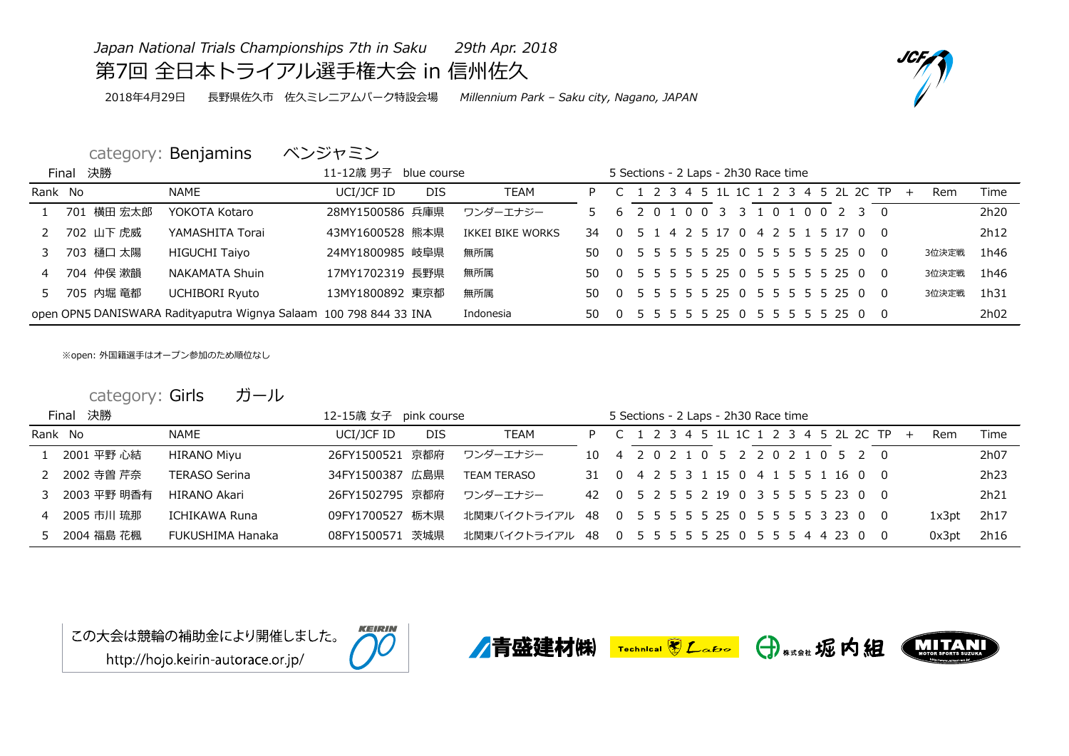*Japan National Trials Championships 7th in Saku　　29th Apr. 2018*

# 第7回 全日本トライアル選手権大会 in 信州佐久

2018年4月29日　長野県佐久市　佐久ミレニアムパーク特設会場　*Millennium Park – Saku city, Nagano, JAPAN*

## category: Benjamins　ベンジャミン

Final 決勝　　11-12歳 男子　blue course　　5 Sections - 2 Laps - 2h30 Race time

| Rank | No |  | NAME | UCI/JCF ID | DIS | TEAM | P | C | 1 | 2 | 3 | 4 | 5 | 1L | 1C | 1 | 2 | 3 | 4 | 5 | 2L | 2C | TP | + | Rem | Time |
|---|---|---|---|---|---|---|---|---|---|---|---|---|---|---|---|---|---|---|---|---|---|---|---|---|---|---|
| 1 | 701 | 横田 宏太郎 | YOKOTA Kotaro | 28MY1500586 | 兵庫県 | ワンダーエナジー | 5 | 6 | 2 | 0 | 1 | 0 | 0 | 3 | 3 | 1 | 0 | 1 | 0 | 0 | 2 | 3 | 0 |  |  | 2h20 |
| 2 | 702 | 山下 虎威 | YAMASHITA Torai | 43MY1600528 | 熊本県 | IKKEI BIKE WORKS | 34 | 0 | 5 | 1 | 4 | 2 | 5 | 17 | 0 | 4 | 2 | 5 | 1 | 5 | 17 | 0 | 0 |  |  | 2h12 |
| 3 | 703 | 樋口 太陽 | HIGUCHI Taiyo | 24MY1800985 | 岐阜県 | 無所属 | 50 | 0 | 5 | 5 | 5 | 5 | 5 | 25 | 0 | 5 | 5 | 5 | 5 | 5 | 25 | 0 | 0 |  | 3位決定戦 | 1h46 |
| 4 | 704 | 仲俣 漱韻 | NAKAMATA Shuin | 17MY1702319 | 長野県 | 無所属 | 50 | 0 | 5 | 5 | 5 | 5 | 5 | 25 | 0 | 5 | 5 | 5 | 5 | 5 | 25 | 0 | 0 |  | 3位決定戦 | 1h46 |
| 5 | 705 | 内堀 竜都 | UCHIBORI Ryuto | 13MY1800892 | 東京都 | 無所属 | 50 | 0 | 5 | 5 | 5 | 5 | 5 | 25 | 0 | 5 | 5 | 5 | 5 | 5 | 25 | 0 | 0 |  | 3位決定戦 | 1h31 |
| open | OPN5 |  | DANISWARA Radityaputra Wignya Salaam | 100 798 844 33 | INA | Indonesia | 50 | 0 | 5 | 5 | 5 | 5 | 5 | 25 | 0 | 5 | 5 | 5 | 5 | 5 | 25 | 0 | 0 |  |  | 2h02 |

※open: 外国籍選手はオープン参加のため順位なし

## category: Girls　ガール

Final 決勝　　12-15歳 女子　pink course　　5 Sections - 2 Laps - 2h30 Race time

| Rank | No |  | NAME | UCI/JCF ID | DIS | TEAM | P | C | 1 | 2 | 3 | 4 | 5 | 1L | 1C | 1 | 2 | 3 | 4 | 5 | 2L | 2C | TP | + | Rem | Time |
|---|---|---|---|---|---|---|---|---|---|---|---|---|---|---|---|---|---|---|---|---|---|---|---|---|---|---|
| 1 | 2001 | 平野 心結 | HIRANO Miyu | 26FY1500521 | 京都府 | ワンダーエナジー | 10 | 4 | 2 | 0 | 2 | 1 | 0 | 5 | 2 | 2 | 0 | 2 | 1 | 0 | 5 | 2 | 0 |  |  | 2h07 |
| 2 | 2002 | 寺曽 芹奈 | TERASO Serina | 34FY1500387 | 広島県 | TEAM TERASO | 31 | 0 | 4 | 2 | 5 | 3 | 1 | 15 | 0 | 4 | 1 | 5 | 5 | 1 | 16 | 0 | 0 |  |  | 2h23 |
| 3 | 2003 | 平野 明香有 | HIRANO Akari | 26FY1502795 | 京都府 | ワンダーエナジー | 42 | 0 | 5 | 2 | 5 | 5 | 2 | 19 | 0 | 3 | 5 | 5 | 5 | 5 | 23 | 0 | 0 |  |  | 2h21 |
| 4 | 2005 | 市川 琉那 | ICHIKAWA Runa | 09FY1700527 | 栃木県 | 北関東バイクトライアル | 48 | 0 | 5 | 5 | 5 | 5 | 5 | 25 | 0 | 5 | 5 | 5 | 5 | 3 | 23 | 0 | 0 |  | 1x3pt | 2h17 |
| 5 | 2004 | 福島 花楓 | FUKUSHIMA Hanaka | 08FY1500571 | 茨城県 | 北関東バイクトライアル | 48 | 0 | 5 | 5 | 5 | 5 | 5 | 25 | 0 | 5 | 5 | 5 | 4 | 4 | 23 | 0 | 0 |  | 0x3pt | 2h16 |

この大会は競輪の補助金により開催しました。
http://hojo.keirin-autorace.or.jp/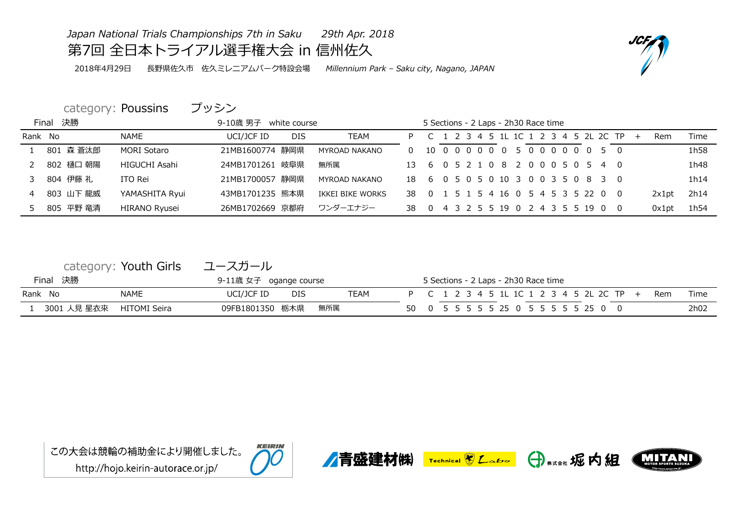*Japan National Trials Championships 7th in Saku　　29th Apr. 2018*

# 第7回 全日本トライアル選手権大会 in 信州佐久

2018年4月29日　長野県佐久市　佐久ミレニアムパーク特設会場　*Millennium Park – Saku city, Nagano, JAPAN*

## category: Poussins　プッシン

Final 決勝　9-10歳 男子 white course　5 Sections - 2 Laps - 2h30 Race time

| Rank | No | | NAME | UCI/JCF ID | DIS | TEAM | P | C | 1 | 2 | 3 | 4 | 5 | 1L | 1C | 1 | 2 | 3 | 4 | 5 | 2L | 2C | TP | + | Rem | Time |
|---|---|---|---|---|---|---|---|---|---|---|---|---|---|---|---|---|---|---|---|---|---|---|---|---|---|---|
| 1 | 801 | 森 蒼汰郎 | MORI Sotaro | 21MB1600774 | 静岡県 | MYROAD NAKANO | 0 | 10 | 0 | 0 | 0 | 0 | 0 | 0 | 5 | 0 | 0 | 0 | 0 | 0 | 0 | 5 | 0 | | | 1h58 |
| 2 | 802 | 樋口 朝陽 | HIGUCHI Asahi | 24MB1701261 | 岐阜県 | 無所属 | 13 | 6 | 0 | 5 | 2 | 1 | 0 | 8 | 2 | 0 | 0 | 0 | 5 | 0 | 5 | 4 | 0 | | | 1h48 |
| 3 | 804 | 伊藤 礼 | ITO Rei | 21MB1700057 | 静岡県 | MYROAD NAKANO | 18 | 6 | 0 | 5 | 0 | 5 | 0 | 10 | 3 | 0 | 0 | 3 | 5 | 0 | 8 | 3 | 0 | | | 1h14 |
| 4 | 803 | 山下 龍威 | YAMASHITA Ryui | 43MB1701235 | 熊本県 | IKKEI BIKE WORKS | 38 | 0 | 1 | 5 | 1 | 5 | 4 | 16 | 0 | 5 | 4 | 5 | 3 | 5 | 22 | 0 | 0 | | 2x1pt | 2h14 |
| 5 | 805 | 平野 竜清 | HIRANO Ryusei | 26MB1702669 | 京都府 | ワンダーエナジー | 38 | 0 | 4 | 3 | 2 | 5 | 5 | 19 | 0 | 2 | 4 | 3 | 5 | 5 | 19 | 0 | 0 | | 0x1pt | 1h54 |

## category: Youth Girls　ユースガール

Final 決勝　9-11歳 女子 ogange course　5 Sections - 2 Laps - 2h30 Race time

| Rank | No | | NAME | UCI/JCF ID | DIS | TEAM | P | C | 1 | 2 | 3 | 4 | 5 | 1L | 1C | 1 | 2 | 3 | 4 | 5 | 2L | 2C | TP | + | Rem | Time |
|---|---|---|---|---|---|---|---|---|---|---|---|---|---|---|---|---|---|---|---|---|---|---|---|---|---|---|
| 1 | 3001 | 人見 星衣來 | HITOMI Seira | 09FB1801350 | 栃木県 | 無所属 | 50 | 0 | 5 | 5 | 5 | 5 | 5 | 25 | 0 | 5 | 5 | 5 | 5 | 5 | 25 | 0 | 0 | | | 2h02 |

この大会は競輪の補助金により開催しました。
http://hojo.keirin-autorace.or.jp/